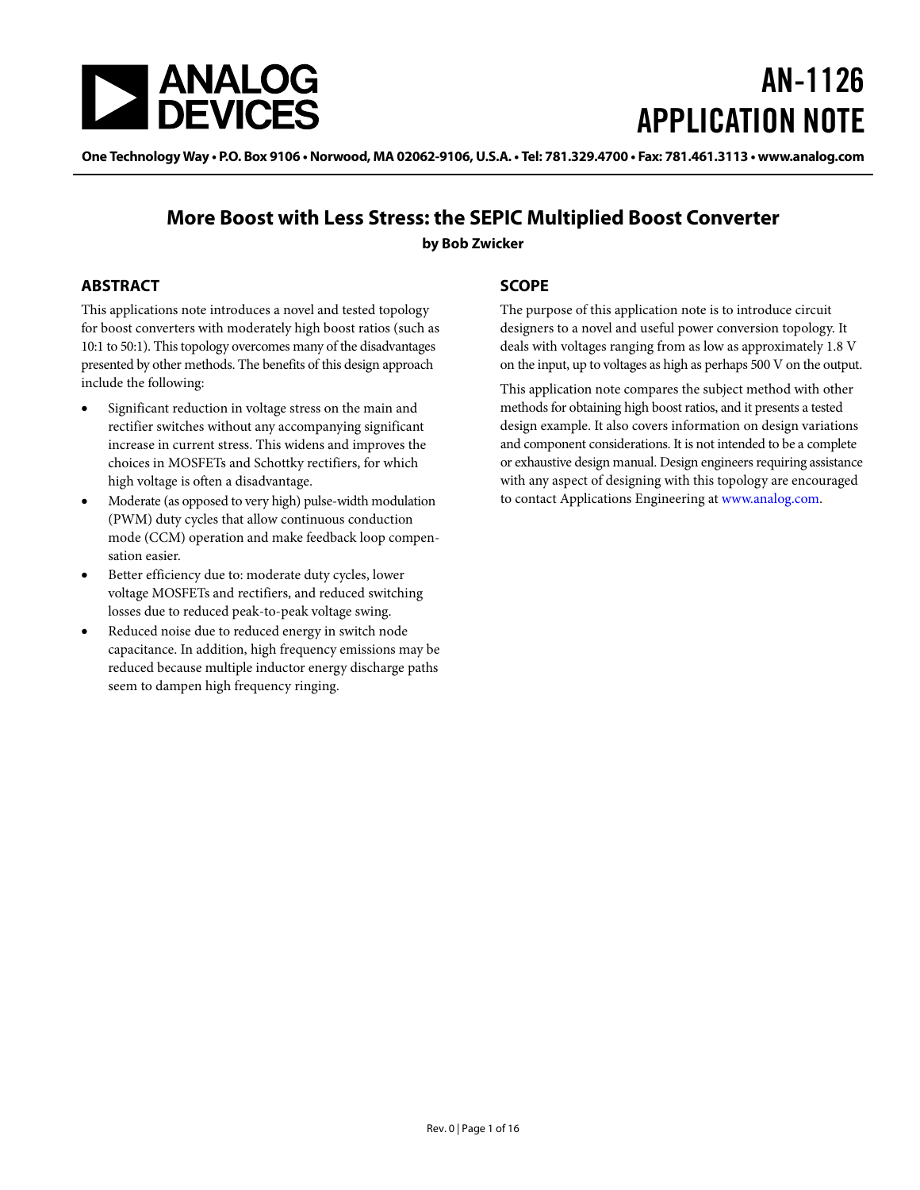# AN-1126 APPLICATION NOTE

One Technology Way • P.O. Box 9106 • Norwood, MA 02062-9106, U.S.A. • Tel: 781.329.4700 • Fax: 781.461.3113 • www.analog.com

## More Boost with Less Stress: the SEPIC Multiplied Boost Converter

**by Bob Zwicker**

## ABSTRACT

This applications note introduces a novel and tested topology for boost converters with moderately high boost ratios (such as 10:1 to 50:1). This topology overcomes many of the disadvantages presented by other methods. The benefits of this design approach include the following:

- Significant reduction in voltage stress on the main and rectifier switches without any accompanying significant increase in current stress. This widens and improves the choices in MOSFETs and Schottky rectifiers, for which high voltage is often a disadvantage.
- Moderate (as opposed to very high) pulse-width modulation (PWM) duty cycles that allow continuous conduction mode (CCM) operation and make feedback loop compensation easier.
- Better efficiency due to: moderate duty cycles, lower voltage MOSFETs and rectifiers, and reduced switching losses due to reduced peak-to-peak voltage swing.
- Reduced noise due to reduced energy in switch node capacitance. In addition, high frequency emissions may be reduced because multiple inductor energy discharge paths seem to dampen high frequency ringing.

## SCOPE

The purpose of this application note is to introduce circuit designers to a novel and useful power conversion topology. It deals with voltages ranging from as low as approximately 1.8 V on the input, up to voltages as high as perhaps 500 V on the output.

This application note compares the subject method with other methods for obtaining high boost ratios, and it presents a tested design example. It also covers information on design variations and component considerations. It is not intended to be a complete or exhaustive design manual. Design engineers requiring assistance with any aspect of designing with this topology are encouraged to contact Applications Engineering at www.analog.com.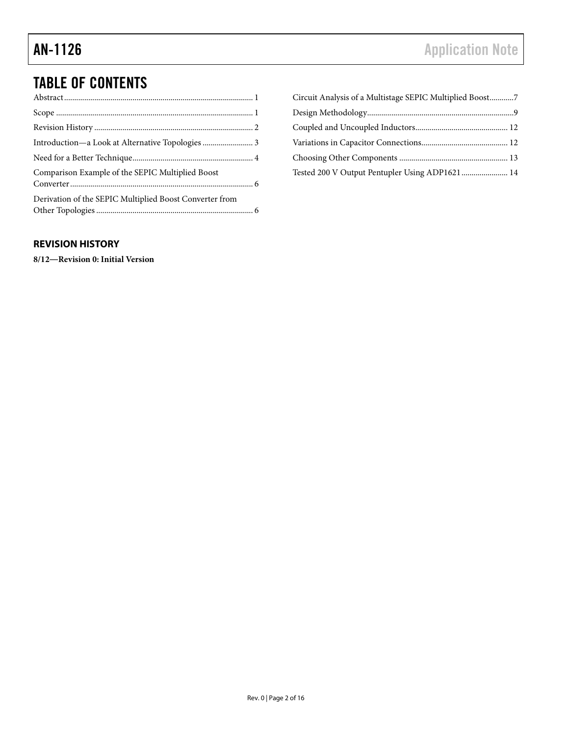## TABLE OF CONTENTS

Abstract ........................................................................................ 1

Scope ............................................................................................. 1

Revision History .......................................................................... 2

Introduction—a Look at Alternative Topologies ......................... 3

Need for a Better Technique........................................................ 4

Comparison Example of the SEPIC Multiplied Boost Converter ........................................................................................ 6

Derivation of the SEPIC Multiplied Boost Converter from Other Topologies ......................................................................... 6

Circuit Analysis of a Multistage SEPIC Multiplied Boost............7

Design Methodology.......................................................................9

Coupled and Uncoupled Inductors............................................. 12

Variations in Capacitor Connections.......................................... 12

Choosing Other Components ..................................................... 13

Tested 200 V Output Pentupler Using ADP1621....................... 14

### REVISION HISTORY

**8/12—Revision 0: Initial Version**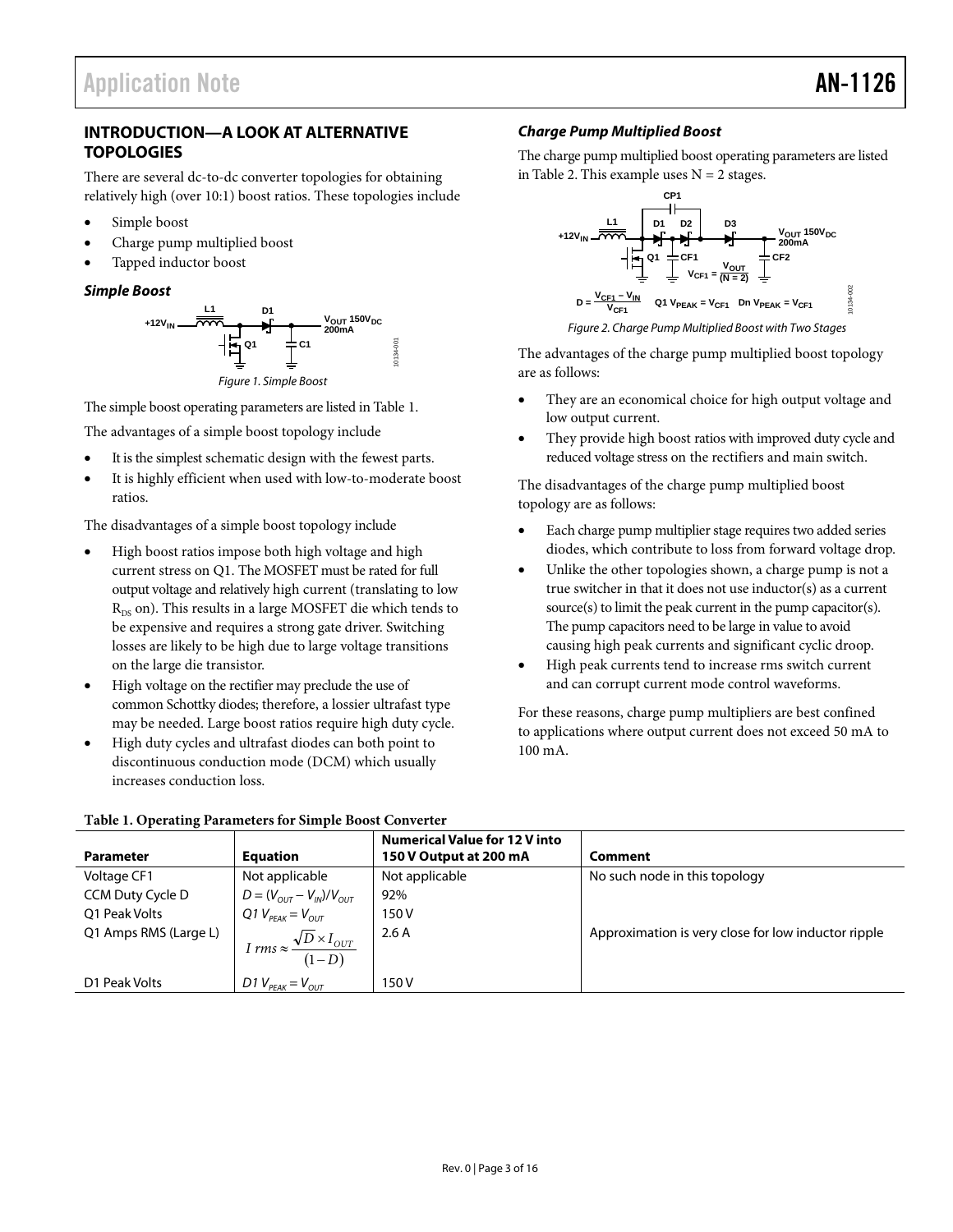## INTRODUCTION—A LOOK AT ALTERNATIVE TOPOLOGIES

There are several dc-to-dc converter topologies for obtaining relatively high (over 10:1) boost ratios. These topologies include

- Simple boost
- Charge pump multiplied boost
- Tapped inductor boost

### *Simple Boost*

*Figure 1. Simple Boost*

The simple boost operating parameters are listed in Table 1.

The advantages of a simple boost topology include

- It is the simplest schematic design with the fewest parts.
- It is highly efficient when used with low-to-moderate boost ratios.

The disadvantages of a simple boost topology include

- High boost ratios impose both high voltage and high current stress on Q1. The MOSFET must be rated for full output voltage and relatively high current (translating to low $R_{DS}$ on). This results in a large MOSFET die which tends to be expensive and requires a strong gate driver. Switching losses are likely to be high due to large voltage transitions on the large die transistor.
- High voltage on the rectifier may preclude the use of common Schottky diodes; therefore, a lossier ultrafast type may be needed. Large boost ratios require high duty cycle.
- High duty cycles and ultrafast diodes can both point to discontinuous conduction mode (DCM) which usually increases conduction loss.

### *Charge Pump Multiplied Boost*

The charge pump multiplied boost operating parameters are listed in Table 2. This example uses N = 2 stages.

*Figure 2. Charge Pump Multiplied Boost with Two Stages*

The advantages of the charge pump multiplied boost topology are as follows:

- They are an economical choice for high output voltage and low output current.
- They provide high boost ratios with improved duty cycle and reduced voltage stress on the rectifiers and main switch.

The disadvantages of the charge pump multiplied boost topology are as follows:

- Each charge pump multiplier stage requires two added series diodes, which contribute to loss from forward voltage drop.
- Unlike the other topologies shown, a charge pump is not a true switcher in that it does not use inductor(s) as a current source(s) to limit the peak current in the pump capacitor(s). The pump capacitors need to be large in value to avoid causing high peak currents and significant cyclic droop.
- High peak currents tend to increase rms switch current and can corrupt current mode control waveforms.

For these reasons, charge pump multipliers are best confined to applications where output current does not exceed 50 mA to 100 mA.

**Table 1. Operating Parameters for Simple Boost Converter**

| Parameter | Equation | Numerical Value for 12 V into 150 V Output at 200 mA | Comment |
|---|---|---|---|
| Voltage CF1 | Not applicable | Not applicable | No such node in this topology |
| CCM Duty Cycle D | $D = (V_{OUT} - V_{IN})/V_{OUT}$ | 92% | |
| Q1 Peak Volts | $Q1\ V_{PEAK} = V_{OUT}$ | 150 V | |
| Q1 Amps RMS (Large L) | $I\ rms \approx \frac{\sqrt{D} \times I_{OUT}}{(1-D)}$ | 2.6 A | Approximation is very close for low inductor ripple |
| D1 Peak Volts | $D1\ V_{PEAK} = V_{OUT}$ | 150 V | |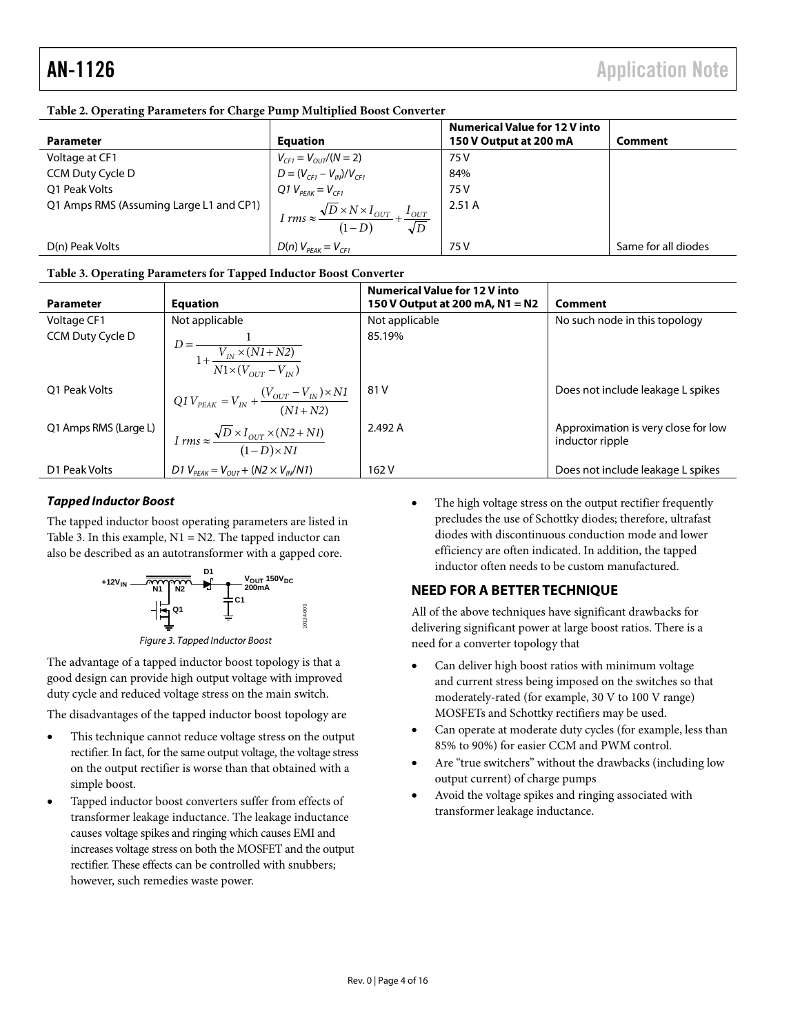**Table 2. Operating Parameters for Charge Pump Multiplied Boost Converter**

| Parameter | Equation | Numerical Value for 12 V into 150 V Output at 200 mA | Comment |
|---|---|---|---|
| Voltage at CF1 | $V_{CF1} = V_{OUT}/(N = 2)$ | 75 V | |
| CCM Duty Cycle D | $D = (V_{CF1} - V_{IN})/V_{CF1}$ | 84% | |
| Q1 Peak Volts | $Q1\ V_{PEAK} = V_{CF1}$ | 75 V | |
| Q1 Amps RMS (Assuming Large L1 and CP1) | $I\ rms \approx \frac{\sqrt{D} \times N \times I_{OUT}}{(1-D)} + \frac{I_{OUT}}{\sqrt{D}}$ | 2.51 A | |
| D(n) Peak Volts | $D(n)\ V_{PEAK} = V_{CF1}$ | 75 V | Same for all diodes |

**Table 3. Operating Parameters for Tapped Inductor Boost Converter**

| Parameter | Equation | Numerical Value for 12 V into 150 V Output at 200 mA, N1 = N2 | Comment |
|---|---|---|---|
| Voltage CF1 | Not applicable | Not applicable | No such node in this topology |
| CCM Duty Cycle D | $D = \frac{1}{1 + \frac{V_{IN} \times (N1 + N2)}{N1 \times (V_{OUT} - V_{IN})}}$ | 85.19% | |
| Q1 Peak Volts | $Q1\ V_{PEAK} = V_{IN} + \frac{(V_{OUT} - V_{IN}) \times N1}{(N1 + N2)}$ | 81 V | Does not include leakage L spikes |
| Q1 Amps RMS (Large L) | $I\ rms \approx \frac{\sqrt{D} \times I_{OUT} \times (N2 + N1)}{(1-D) \times N1}$ | 2.492 A | Approximation is very close for low inductor ripple |
| D1 Peak Volts | $D1\ V_{PEAK} = V_{OUT} + (N2 \times V_{IN}/N1)$ | 162 V | Does not include leakage L spikes |

### *Tapped Inductor Boost*

The tapped inductor boost operating parameters are listed in Table 3. In this example, N1 = N2. The tapped inductor can also be described as an autotransformer with a gapped core.

*Figure 3. Tapped Inductor Boost*

The advantage of a tapped inductor boost topology is that a good design can provide high output voltage with improved duty cycle and reduced voltage stress on the main switch.

The disadvantages of the tapped inductor boost topology are

- This technique cannot reduce voltage stress on the output rectifier. In fact, for the same output voltage, the voltage stress on the output rectifier is worse than that obtained with a simple boost.
- Tapped inductor boost converters suffer from effects of transformer leakage inductance. The leakage inductance causes voltage spikes and ringing which causes EMI and increases voltage stress on both the MOSFET and the output rectifier. These effects can be controlled with snubbers; however, such remedies waste power.
- The high voltage stress on the output rectifier frequently precludes the use of Schottky diodes; therefore, ultrafast diodes with discontinuous conduction mode and lower efficiency are often indicated. In addition, the tapped inductor often needs to be custom manufactured.

## NEED FOR A BETTER TECHNIQUE

All of the above techniques have significant drawbacks for delivering significant power at large boost ratios. There is a need for a converter topology that

- Can deliver high boost ratios with minimum voltage and current stress being imposed on the switches so that moderately-rated (for example, 30 V to 100 V range) MOSFETs and Schottky rectifiers may be used.
- Can operate at moderate duty cycles (for example, less than 85% to 90%) for easier CCM and PWM control.
- Are "true switchers" without the drawbacks (including low output current) of charge pumps
- Avoid the voltage spikes and ringing associated with transformer leakage inductance.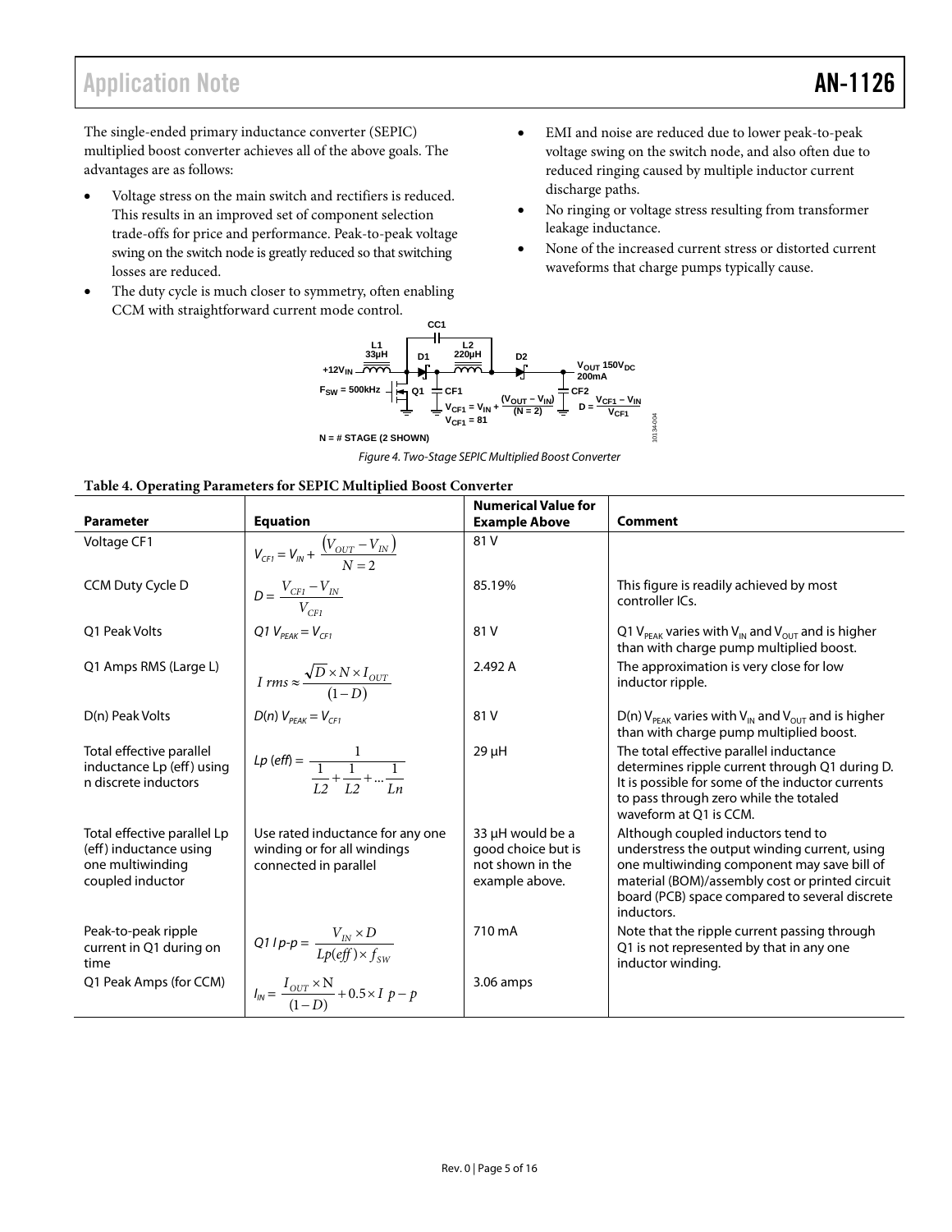The single-ended primary inductance converter (SEPIC) multiplied boost converter achieves all of the above goals. The advantages are as follows:

- Voltage stress on the main switch and rectifiers is reduced. This results in an improved set of component selection trade-offs for price and performance. Peak-to-peak voltage swing on the switch node is greatly reduced so that switching losses are reduced.
- The duty cycle is much closer to symmetry, often enabling CCM with straightforward current mode control.
- EMI and noise are reduced due to lower peak-to-peak voltage swing on the switch node, and also often due to reduced ringing caused by multiple inductor current discharge paths.
- No ringing or voltage stress resulting from transformer leakage inductance.
- None of the increased current stress or distorted current waveforms that charge pumps typically cause.

*Figure 4. Two-Stage SEPIC Multiplied Boost Converter*

**Table 4. Operating Parameters for SEPIC Multiplied Boost Converter**

| Parameter | Equation | Numerical Value for Example Above | Comment |
|---|---|---|---|
| Voltage CF1 | $V_{CF1} = V_{IN} + \dfrac{(V_{OUT} - V_{IN})}{N = 2}$ | 81 V | |
| CCM Duty Cycle D | $D = \dfrac{V_{CF1} - V_{IN}}{V_{CF1}}$ | 85.19% | This figure is readily achieved by most controller ICs. |
| Q1 Peak Volts | $Q1\ V_{PEAK} = V_{CF1}$ | 81 V | Q1 $V_{PEAK}$ varies with $V_{IN}$ and $V_{OUT}$ and is higher than with charge pump multiplied boost. |
| Q1 Amps RMS (Large L) | $I\ rms \approx \dfrac{\sqrt{D} \times N \times I_{OUT}}{(1-D)}$ | 2.492 A | The approximation is very close for low inductor ripple. |
| D(n) Peak Volts | $D(n)\ V_{PEAK} = V_{CF1}$ | 81 V | D(n) $V_{PEAK}$ varies with $V_{IN}$ and $V_{OUT}$ and is higher than with charge pump multiplied boost. |
| Total effective parallel inductance Lp (eff) using n discrete inductors | $Lp\ (eff) = \dfrac{1}{\dfrac{1}{L2} + \dfrac{1}{L2} + \ldots \dfrac{1}{Ln}}$ | 29 µH | The total effective parallel inductance determines ripple current through Q1 during D. It is possible for some of the inductor currents to pass through zero while the totaled waveform at Q1 is CCM. |
| Total effective parallel Lp (eff) inductance using one multiwinding coupled inductor | Use rated inductance for any one winding or for all windings connected in parallel | 33 µH would be a good choice but is not shown in the example above. | Although coupled inductors tend to understress the output winding current, using one multiwinding component may save bill of material (BOM)/assembly cost or printed circuit board (PCB) space compared to several discrete inductors. |
| Peak-to-peak ripple current in Q1 during on time | $Q1\ I\,p\text{-}p = \dfrac{V_{IN} \times D}{Lp(eff) \times f_{SW}}$ | 710 mA | Note that the ripple current passing through Q1 is not represented by that in any one inductor winding. |
| Q1 Peak Amps (for CCM) | $I_{IN} = \dfrac{I_{OUT} \times N}{(1-D)} + 0.5 \times I\ p-p$ | 3.06 amps | |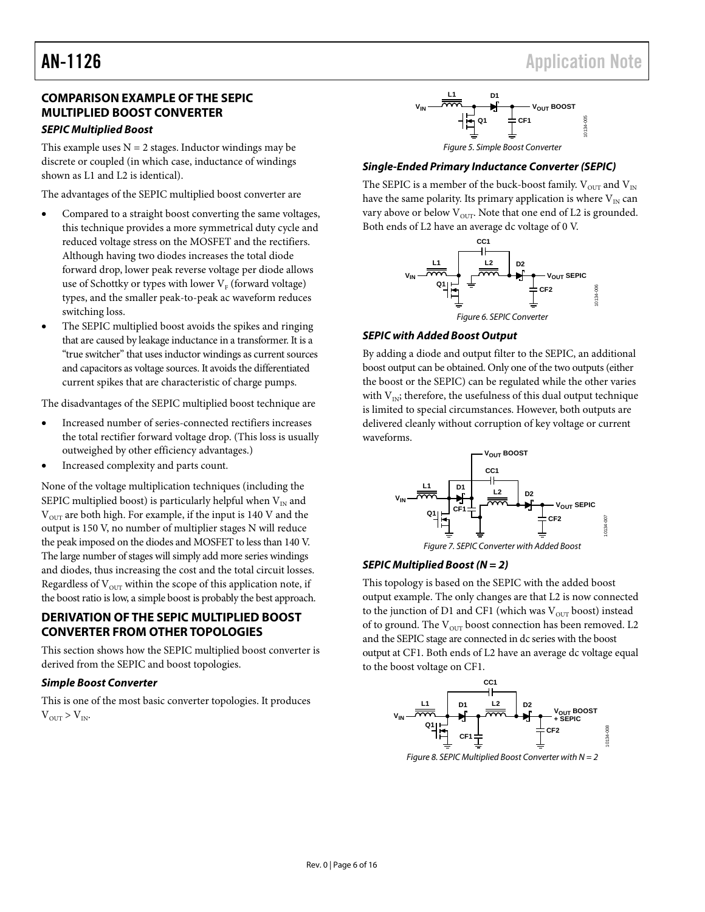## COMPARISON EXAMPLE OF THE SEPIC MULTIPLIED BOOST CONVERTER

### *SEPIC Multiplied Boost*

This example uses N = 2 stages. Inductor windings may be discrete or coupled (in which case, inductance of windings shown as L1 and L2 is identical).

The advantages of the SEPIC multiplied boost converter are

- Compared to a straight boost converting the same voltages, this technique provides a more symmetrical duty cycle and reduced voltage stress on the MOSFET and the rectifiers. Although having two diodes increases the total diode forward drop, lower peak reverse voltage per diode allows use of Schottky or types with lower $V_F$ (forward voltage) types, and the smaller peak-to-peak ac waveform reduces switching loss.
- The SEPIC multiplied boost avoids the spikes and ringing that are caused by leakage inductance in a transformer. It is a "true switcher" that uses inductor windings as current sources and capacitors as voltage sources. It avoids the differentiated current spikes that are characteristic of charge pumps.

The disadvantages of the SEPIC multiplied boost technique are

- Increased number of series-connected rectifiers increases the total rectifier forward voltage drop. (This loss is usually outweighed by other efficiency advantages.)
- Increased complexity and parts count.

None of the voltage multiplication techniques (including the SEPIC multiplied boost) is particularly helpful when $V_{IN}$ and $V_{OUT}$ are both high. For example, if the input is 140 V and the output is 150 V, no number of multiplier stages N will reduce the peak imposed on the diodes and MOSFET to less than 140 V. The large number of stages will simply add more series windings and diodes, thus increasing the cost and the total circuit losses. Regardless of $V_{OUT}$ within the scope of this application note, if the boost ratio is low, a simple boost is probably the best approach.

## DERIVATION OF THE SEPIC MULTIPLIED BOOST CONVERTER FROM OTHER TOPOLOGIES

This section shows how the SEPIC multiplied boost converter is derived from the SEPIC and boost topologies.

### *Simple Boost Converter*

This is one of the most basic converter topologies. It produces $V_{OUT} > V_{IN}$.

Figure 5. Simple Boost Converter

### *Single-Ended Primary Inductance Converter (SEPIC)*

The SEPIC is a member of the buck-boost family. $V_{OUT}$ and $V_{IN}$ have the same polarity. Its primary application is where $V_{IN}$ can vary above or below $V_{OUT}$. Note that one end of L2 is grounded. Both ends of L2 have an average dc voltage of 0 V.

Figure 6. SEPIC Converter

### *SEPIC with Added Boost Output*

By adding a diode and output filter to the SEPIC, an additional boost output can be obtained. Only one of the two outputs (either the boost or the SEPIC) can be regulated while the other varies with $V_{IN}$; therefore, the usefulness of this dual output technique is limited to special circumstances. However, both outputs are delivered cleanly without corruption of key voltage or current waveforms.

Figure 7. SEPIC Converter with Added Boost

### *SEPIC Multiplied Boost (N = 2)*

This topology is based on the SEPIC with the added boost output example. The only changes are that L2 is now connected to the junction of D1 and CF1 (which was $V_{OUT}$ boost) instead of to ground. The $V_{OUT}$ boost connection has been removed. L2 and the SEPIC stage are connected in dc series with the boost output at CF1. Both ends of L2 have an average dc voltage equal to the boost voltage on CF1.

Figure 8. SEPIC Multiplied Boost Converter with N = 2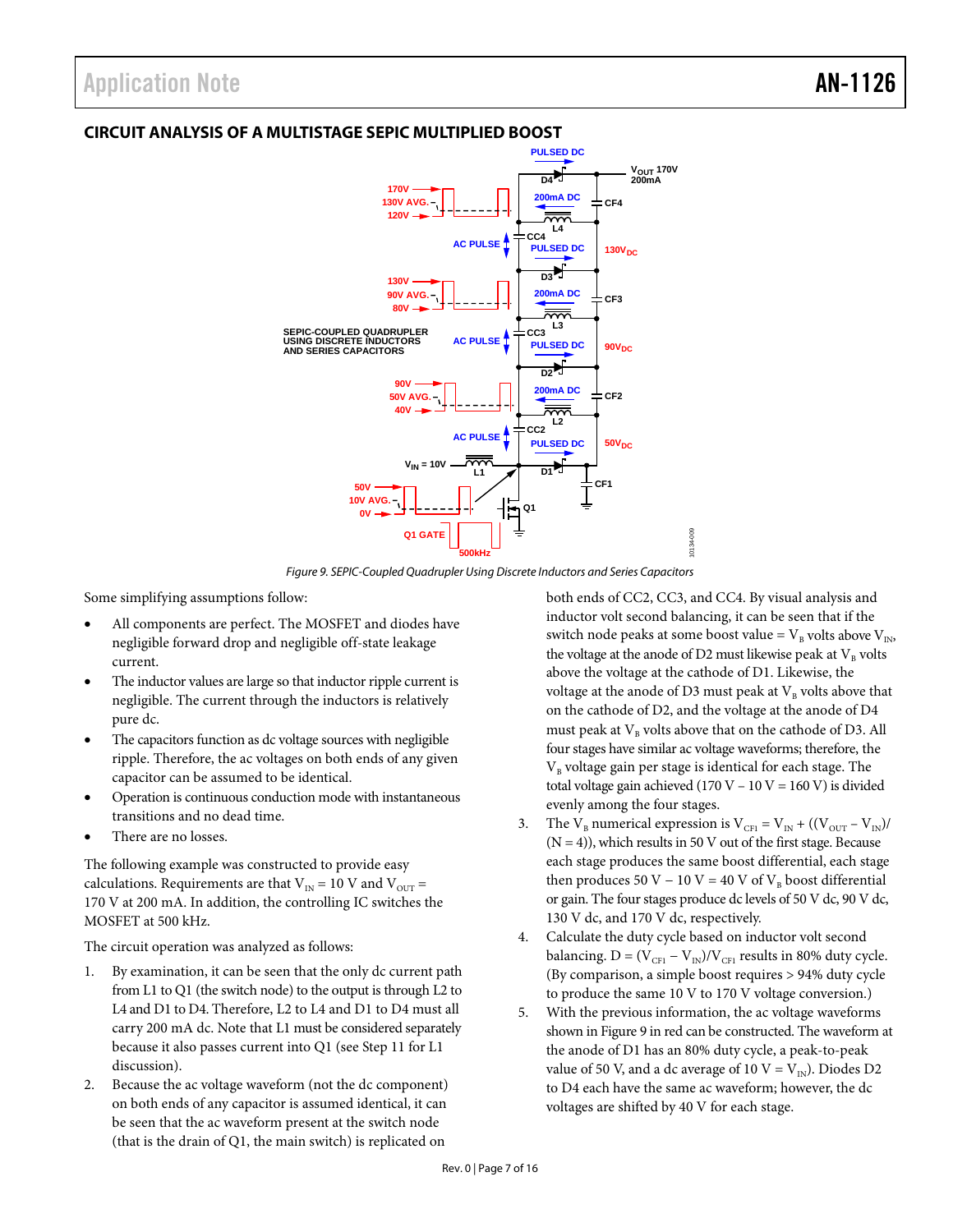## CIRCUIT ANALYSIS OF A MULTISTAGE SEPIC MULTIPLIED BOOST

*Figure 9. SEPIC-Coupled Quadrupler Using Discrete Inductors and Series Capacitors*

Some simplifying assumptions follow:

- All components are perfect. The MOSFET and diodes have negligible forward drop and negligible off-state leakage current.
- The inductor values are large so that inductor ripple current is negligible. The current through the inductors is relatively pure dc.
- The capacitors function as dc voltage sources with negligible ripple. Therefore, the ac voltages on both ends of any given capacitor can be assumed to be identical.
- Operation is continuous conduction mode with instantaneous transitions and no dead time.
- There are no losses.

The following example was constructed to provide easy calculations. Requirements are that $V_{IN}$ = 10 V and $V_{OUT}$ = 170 V at 200 mA. In addition, the controlling IC switches the MOSFET at 500 kHz.

The circuit operation was analyzed as follows:

1. By examination, it can be seen that the only dc current path from L1 to Q1 (the switch node) to the output is through L2 to L4 and D1 to D4. Therefore, L2 to L4 and D1 to D4 must all carry 200 mA dc. Note that L1 must be considered separately because it also passes current into Q1 (see Step 11 for L1 discussion).
2. Because the ac voltage waveform (not the dc component) on both ends of any capacitor is assumed identical, it can be seen that the ac waveform present at the switch node (that is the drain of Q1, the main switch) is replicated on both ends of CC2, CC3, and CC4. By visual analysis and inductor volt second balancing, it can be seen that if the switch node peaks at some boost value = $V_B$ volts above $V_{IN}$, the voltage at the anode of D2 must likewise peak at $V_B$ volts above the voltage at the cathode of D1. Likewise, the voltage at the anode of D3 must peak at $V_B$ volts above that on the cathode of D2, and the voltage at the anode of D4 must peak at $V_B$ volts above that on the cathode of D3. All four stages have similar ac voltage waveforms; therefore, the $V_B$ voltage gain per stage is identical for each stage. The total voltage gain achieved (170 V − 10 V = 160 V) is divided evenly among the four stages.
3. The $V_B$ numerical expression is $V_{CF1} = V_{IN} + ((V_{OUT} - V_{IN})/(N = 4))$, which results in 50 V out of the first stage. Because each stage produces the same boost differential, each stage then produces 50 V − 10 V = 40 V of $V_B$ boost differential or gain. The four stages produce dc levels of 50 V dc, 90 V dc, 130 V dc, and 170 V dc, respectively.
4. Calculate the duty cycle based on inductor volt second balancing. $D = (V_{CF1} - V_{IN})/V_{CF1}$ results in 80% duty cycle. (By comparison, a simple boost requires > 94% duty cycle to produce the same 10 V to 170 V voltage conversion.)
5. With the previous information, the ac voltage waveforms shown in Figure 9 in red can be constructed. The waveform at the anode of D1 has an 80% duty cycle, a peak-to-peak value of 50 V, and a dc average of 10 V = $V_{IN}$). Diodes D2 to D4 each have the same ac waveform; however, the dc voltages are shifted by 40 V for each stage.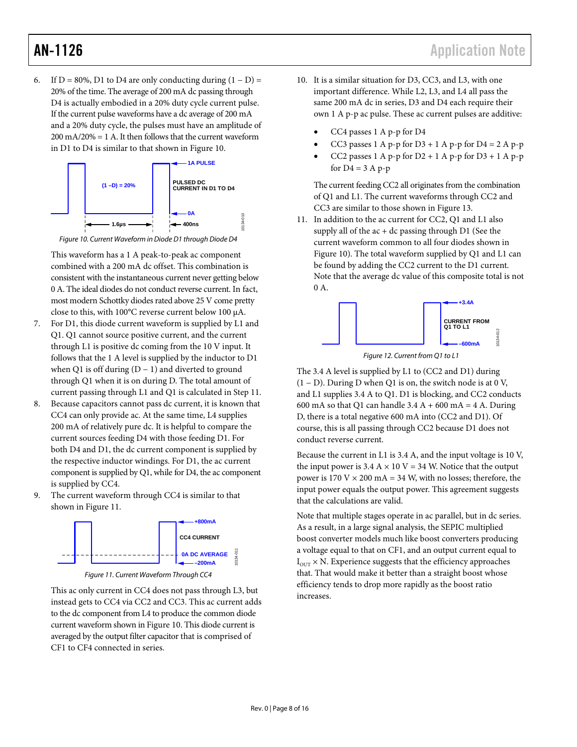6. If D = 80%, D1 to D4 are only conducting during (1 − D) = 20% of the time. The average of 200 mA dc passing through D4 is actually embodied in a 20% duty cycle current pulse. If the current pulse waveforms have a dc average of 200 mA and a 20% duty cycle, the pulses must have an amplitude of 200 mA/20% = 1 A. It then follows that the current waveform in D1 to D4 is similar to that shown in Figure 10.

*Figure 10. Current Waveform in Diode D1 through Diode D4*

This waveform has a 1 A peak-to-peak ac component combined with a 200 mA dc offset. This combination is consistent with the instantaneous current never getting below 0 A. The ideal diodes do not conduct reverse current. In fact, most modern Schottky diodes rated above 25 V come pretty close to this, with 100°C reverse current below 100 µA.

7. For D1, this diode current waveform is supplied by L1 and Q1. Q1 cannot source positive current, and the current through L1 is positive dc coming from the 10 V input. It follows that the 1 A level is supplied by the inductor to D1 when Q1 is off during (D − 1) and diverted to ground through Q1 when it is on during D. The total amount of current passing through L1 and Q1 is calculated in Step 11.
8. Because capacitors cannot pass dc current, it is known that CC4 can only provide ac. At the same time, L4 supplies 200 mA of relatively pure dc. It is helpful to compare the current sources feeding D4 with those feeding D1. For both D4 and D1, the dc current component is supplied by the respective inductor windings. For D1, the ac current component is supplied by Q1, while for D4, the ac component is supplied by CC4.
9. The current waveform through CC4 is similar to that shown in Figure 11.

*Figure 11. Current Waveform Through CC4*

This ac only current in CC4 does not pass through L3, but instead gets to CC4 via CC2 and CC3. This ac current adds to the dc component from L4 to produce the common diode current waveform shown in Figure 10. This diode current is averaged by the output filter capacitor that is comprised of CF1 to CF4 connected in series.

10. It is a similar situation for D3, CC3, and L3, with one important difference. While L2, L3, and L4 all pass the same 200 mA dc in series, D3 and D4 each require their own 1 A p-p ac pulse. These ac current pulses are additive:
    - CC4 passes 1 A p-p for D4
    - CC3 passes 1 A p-p for D3 + 1 A p-p for D4 = 2 A p-p
    - CC2 passes 1 A p-p for D2 + 1 A p-p for D3 + 1 A p-p for D4 = 3 A p-p

    The current feeding CC2 all originates from the combination of Q1 and L1. The current waveforms through CC2 and CC3 are similar to those shown in Figure 13.
11. In addition to the ac current for CC2, Q1 and L1 also supply all of the ac + dc passing through D1 (See the current waveform common to all four diodes shown in Figure 10). The total waveform supplied by Q1 and L1 can be found by adding the CC2 current to the D1 current. Note that the average dc value of this composite total is not 0 A.

*Figure 12. Current from Q1 to L1*

The 3.4 A level is supplied by L1 to (CC2 and D1) during (1 − D). During D when Q1 is on, the switch node is at 0 V, and L1 supplies 3.4 A to Q1. D1 is blocking, and CC2 conducts 600 mA so that Q1 can handle 3.4 A + 600 mA = 4 A. During D, there is a total negative 600 mA into (CC2 and D1). Of course, this is all passing through CC2 because D1 does not conduct reverse current.

Because the current in L1 is 3.4 A, and the input voltage is 10 V, the input power is 3.4 A × 10 V = 34 W. Notice that the output power is 170 V × 200 mA = 34 W, with no losses; therefore, the input power equals the output power. This agreement suggests that the calculations are valid.

Note that multiple stages operate in ac parallel, but in dc series. As a result, in a large signal analysis, the SEPIC multiplied boost converter models much like boost converters producing a voltage equal to that on CF1, and an output current equal to $I_{OUT}$ × N. Experience suggests that the efficiency approaches that. That would make it better than a straight boost whose efficiency tends to drop more rapidly as the boost ratio increases.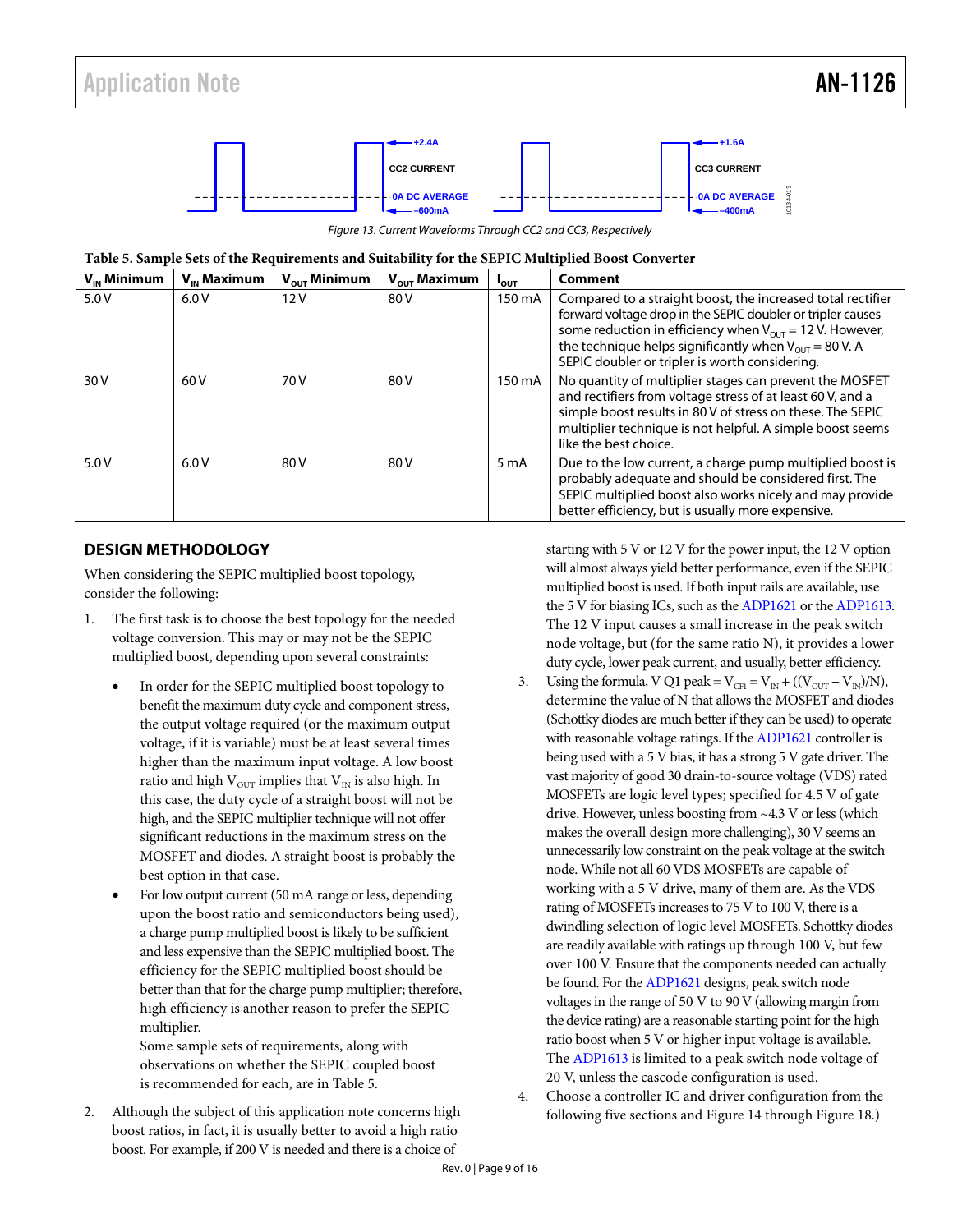Figure 13. Current Waveforms Through CC2 and CC3, Respectively

**Table 5. Sample Sets of the Requirements and Suitability for the SEPIC Multiplied Boost Converter**

| $V_{IN}$ Minimum | $V_{IN}$ Maximum | $V_{OUT}$ Minimum | $V_{OUT}$ Maximum | $I_{OUT}$ | Comment |
|---|---|---|---|---|---|
| 5.0 V | 6.0 V | 12 V | 80 V | 150 mA | Compared to a straight boost, the increased total rectifier forward voltage drop in the SEPIC doubler or tripler causes some reduction in efficiency when $V_{OUT}$ = 12 V. However, the technique helps significantly when $V_{OUT}$ = 80 V. A SEPIC doubler or tripler is worth considering. |
| 30 V | 60 V | 70 V | 80 V | 150 mA | No quantity of multiplier stages can prevent the MOSFET and rectifiers from voltage stress of at least 60 V, and a simple boost results in 80 V of stress on these. The SEPIC multiplier technique is not helpful. A simple boost seems like the best choice. |
| 5.0 V | 6.0 V | 80 V | 80 V | 5 mA | Due to the low current, a charge pump multiplied boost is probably adequate and should be considered first. The SEPIC multiplied boost also works nicely and may provide better efficiency, but is usually more expensive. |

## DESIGN METHODOLOGY

When considering the SEPIC multiplied boost topology, consider the following:

1. The first task is to choose the best topology for the needed voltage conversion. This may or may not be the SEPIC multiplied boost, depending upon several constraints:
   - In order for the SEPIC multiplied boost topology to benefit the maximum duty cycle and component stress, the output voltage required (or the maximum output voltage, if it is variable) must be at least several times higher than the maximum input voltage. A low boost ratio and high $V_{OUT}$ implies that $V_{IN}$ is also high. In this case, the duty cycle of a straight boost will not be high, and the SEPIC multiplier technique will not offer significant reductions in the maximum stress on the MOSFET and diodes. A straight boost is probably the best option in that case.
   - For low output current (50 mA range or less, depending upon the boost ratio and semiconductors being used), a charge pump multiplied boost is likely to be sufficient and less expensive than the SEPIC multiplied boost. The efficiency for the SEPIC multiplied boost should be better than that for the charge pump multiplier; therefore, high efficiency is another reason to prefer the SEPIC multiplier.

     Some sample sets of requirements, along with observations on whether the SEPIC coupled boost is recommended for each, are in Table 5.
2. Although the subject of this application note concerns high boost ratios, in fact, it is usually better to avoid a high ratio boost. For example, if 200 V is needed and there is a choice of starting with 5 V or 12 V for the power input, the 12 V option will almost always yield better performance, even if the SEPIC multiplied boost is used. If both input rails are available, use the 5 V for biasing ICs, such as the ADP1621 or the ADP1613. The 12 V input causes a small increase in the peak switch node voltage, but (for the same ratio N), it provides a lower duty cycle, lower peak current, and usually, better efficiency.
3. Using the formula, V Q1 peak = $V_{CF1} = V_{IN} + ((V_{OUT} - V_{IN})/N)$, determine the value of N that allows the MOSFET and diodes (Schottky diodes are much better if they can be used) to operate with reasonable voltage ratings. If the ADP1621 controller is being used with a 5 V bias, it has a strong 5 V gate driver. The vast majority of good 30 drain-to-source voltage (VDS) rated MOSFETs are logic level types; specified for 4.5 V of gate drive. However, unless boosting from ~4.3 V or less (which makes the overall design more challenging), 30 V seems an unnecessarily low constraint on the peak voltage at the switch node. While not all 60 VDS MOSFETs are capable of working with a 5 V drive, many of them are. As the VDS rating of MOSFETs increases to 75 V to 100 V, there is a dwindling selection of logic level MOSFETs. Schottky diodes are readily available with ratings up through 100 V, but few over 100 V. Ensure that the components needed can actually be found. For the ADP1621 designs, peak switch node voltages in the range of 50 V to 90 V (allowing margin from the device rating) are a reasonable starting point for the high ratio boost when 5 V or higher input voltage is available. The ADP1613 is limited to a peak switch node voltage of 20 V, unless the cascode configuration is used.
4. Choose a controller IC and driver configuration from the following five sections and Figure 14 through Figure 18.)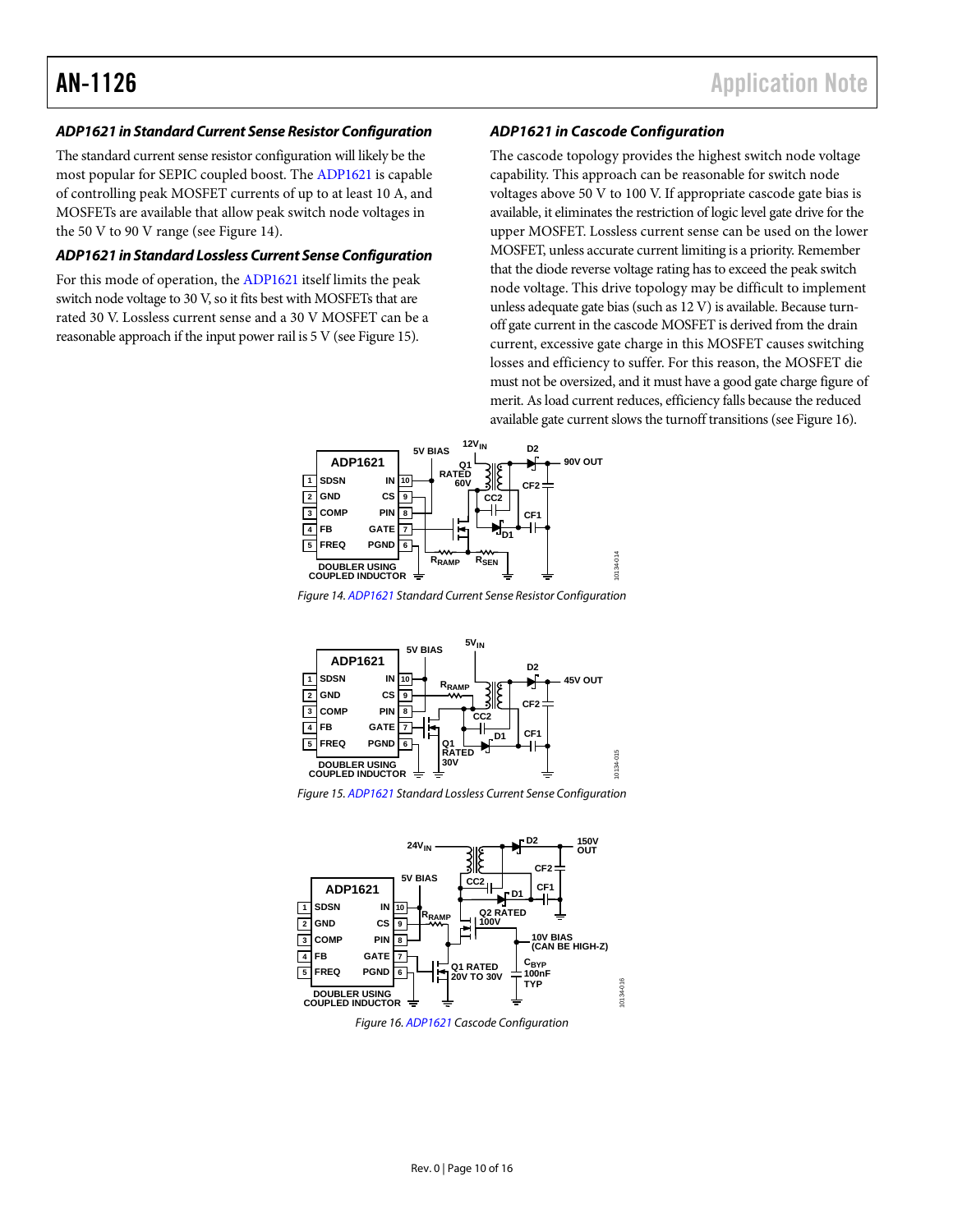### ADP1621 in Standard Current Sense Resistor Configuration

The standard current sense resistor configuration will likely be the most popular for SEPIC coupled boost. The ADP1621 is capable of controlling peak MOSFET currents of up to at least 10 A, and MOSFETs are available that allow peak switch node voltages in the 50 V to 90 V range (see Figure 14).

### ADP1621 in Standard Lossless Current Sense Configuration

For this mode of operation, the ADP1621 itself limits the peak switch node voltage to 30 V, so it fits best with MOSFETs that are rated 30 V. Lossless current sense and a 30 V MOSFET can be a reasonable approach if the input power rail is 5 V (see Figure 15).

### ADP1621 in Cascode Configuration

The cascode topology provides the highest switch node voltage capability. This approach can be reasonable for switch node voltages above 50 V to 100 V. If appropriate cascode gate bias is available, it eliminates the restriction of logic level gate drive for the upper MOSFET. Lossless current sense can be used on the lower MOSFET, unless accurate current limiting is a priority. Remember that the diode reverse voltage rating has to exceed the peak switch node voltage. This drive topology may be difficult to implement unless adequate gate bias (such as 12 V) is available. Because turn-off gate current in the cascode MOSFET is derived from the drain current, excessive gate charge in this MOSFET causes switching losses and efficiency to suffer. For this reason, the MOSFET die must not be oversized, and it must have a good gate charge figure of merit. As load current reduces, efficiency falls because the reduced available gate current slows the turnoff transitions (see Figure 16).

Figure 14. ADP1621 Standard Current Sense Resistor Configuration

Figure 15. ADP1621 Standard Lossless Current Sense Configuration

Figure 16. ADP1621 Cascode Configuration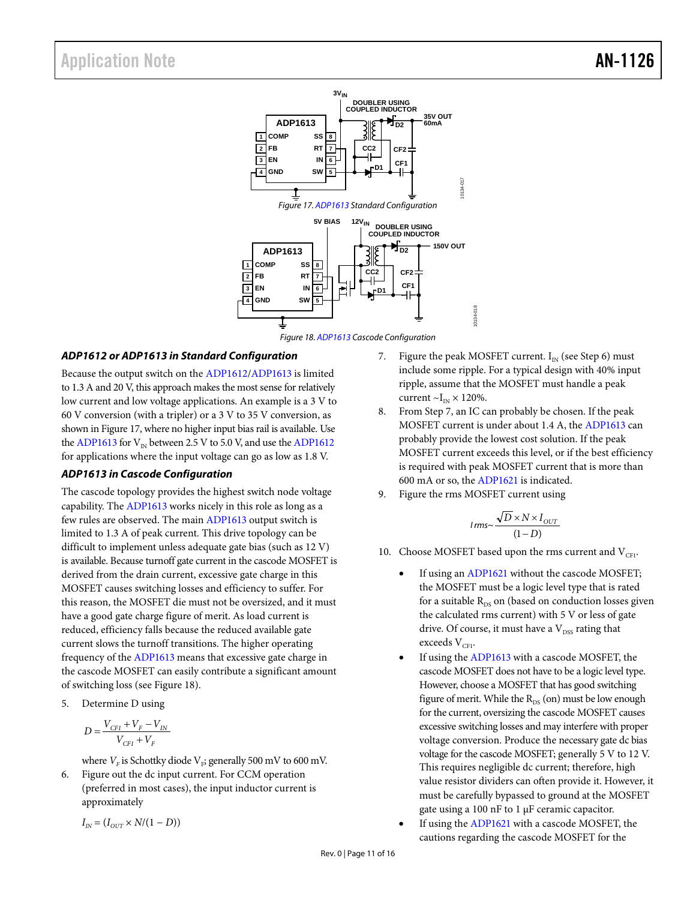Figure 17. ADP1613 Standard Configuration

Figure 18. ADP1613 Cascode Configuration

### ADP1612 or ADP1613 in Standard Configuration

Because the output switch on the ADP1612/ADP1613 is limited to 1.3 A and 20 V, this approach makes the most sense for relatively low current and low voltage applications. An example is a 3 V to 60 V conversion (with a tripler) or a 3 V to 35 V conversion, as shown in Figure 17, where no higher input bias rail is available. Use the ADP1613 for $V_{IN}$ between 2.5 V to 5.0 V, and use the ADP1612 for applications where the input voltage can go as low as 1.8 V.

### ADP1613 in Cascode Configuration

The cascode topology provides the highest switch node voltage capability. The ADP1613 works nicely in this role as long as a few rules are observed. The main ADP1613 output switch is limited to 1.3 A of peak current. This drive topology can be difficult to implement unless adequate gate bias (such as 12 V) is available. Because turnoff gate current in the cascode MOSFET is derived from the drain current, excessive gate charge in this MOSFET causes switching losses and efficiency to suffer. For this reason, the MOSFET die must not be oversized, and it must have a good gate charge figure of merit. As load current is reduced, efficiency falls because the reduced available gate current slows the turnoff transitions. The higher operating frequency of the ADP1613 means that excessive gate charge in the cascode MOSFET can easily contribute a significant amount of switching loss (see Figure 18).

5. Determine D using

$$D = \frac{V_{CF1} + V_F - V_{IN}}{V_{CF1} + V_F}$$

where $V_F$ is Schottky diode $V_F$; generally 500 mV to 600 mV.

6. Figure out the dc input current. For CCM operation (preferred in most cases), the input inductor current is approximately

$$I_{IN} = (I_{OUT} \times N/(1 - D))$$

7. Figure the peak MOSFET current. $I_{IN}$ (see Step 6) must include some ripple. For a typical design with 40% input ripple, assume that the MOSFET must handle a peak current $\sim I_{IN} \times 120\%$.
8. From Step 7, an IC can probably be chosen. If the peak MOSFET current is under about 1.4 A, the ADP1613 can probably provide the lowest cost solution. If the peak MOSFET current exceeds this level, or if the best efficiency is required with peak MOSFET current that is more than 600 mA or so, the ADP1621 is indicated.
9. Figure the rms MOSFET current using

$$Irms \sim \frac{\sqrt{D} \times N \times I_{OUT}}{(1 - D)}$$

10. Choose MOSFET based upon the rms current and $V_{CF1}$.
    - If using an ADP1621 without the cascode MOSFET; the MOSFET must be a logic level type that is rated for a suitable $R_{DS}$ on (based on conduction losses given the calculated rms current) with 5 V or less of gate drive. Of course, it must have a $V_{DSS}$ rating that exceeds $V_{CF1}$.
    - If using the ADP1613 with a cascode MOSFET, the cascode MOSFET does not have to be a logic level type. However, choose a MOSFET that has good switching figure of merit. While the $R_{DS}$ (on) must be low enough for the current, oversizing the cascode MOSFET causes excessive switching losses and may interfere with proper voltage conversion. Produce the necessary gate dc bias voltage for the cascode MOSFET; generally 5 V to 12 V. This requires negligible dc current; therefore, high value resistor dividers can often provide it. However, it must be carefully bypassed to ground at the MOSFET gate using a 100 nF to 1 µF ceramic capacitor.
    - If using the ADP1621 with a cascode MOSFET, the cautions regarding the cascode MOSFET for the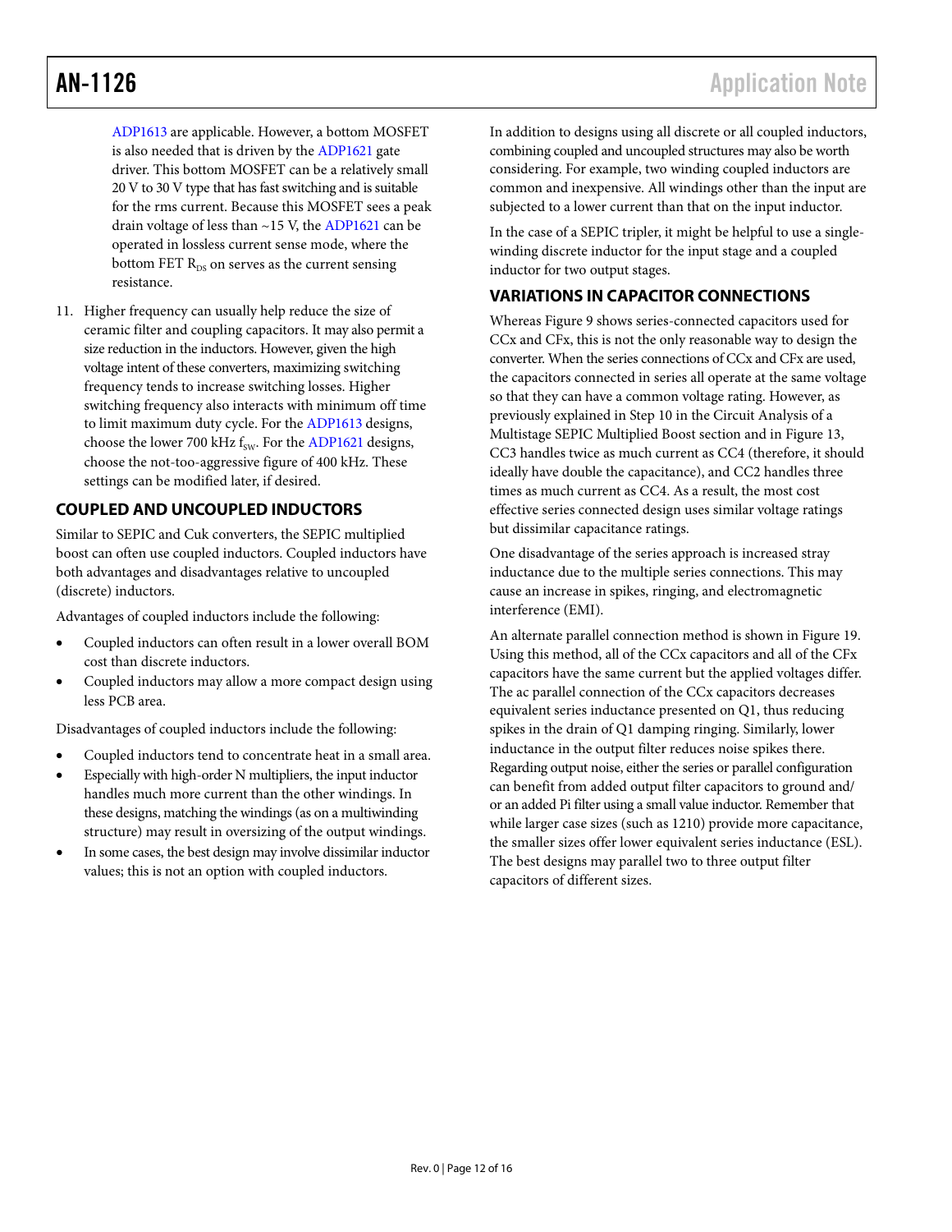ADP1613 are applicable. However, a bottom MOSFET is also needed that is driven by the ADP1621 gate driver. This bottom MOSFET can be a relatively small 20 V to 30 V type that has fast switching and is suitable for the rms current. Because this MOSFET sees a peak drain voltage of less than ~15 V, the ADP1621 can be operated in lossless current sense mode, where the bottom FET $R_{DS}$ on serves as the current sensing resistance.

11. Higher frequency can usually help reduce the size of ceramic filter and coupling capacitors. It may also permit a size reduction in the inductors. However, given the high voltage intent of these converters, maximizing switching frequency tends to increase switching losses. Higher switching frequency also interacts with minimum off time to limit maximum duty cycle. For the ADP1613 designs, choose the lower 700 kHz $f_{SW}$. For the ADP1621 designs, choose the not-too-aggressive figure of 400 kHz. These settings can be modified later, if desired.

## COUPLED AND UNCOUPLED INDUCTORS

Similar to SEPIC and Cuk converters, the SEPIC multiplied boost can often use coupled inductors. Coupled inductors have both advantages and disadvantages relative to uncoupled (discrete) inductors.

Advantages of coupled inductors include the following:

- Coupled inductors can often result in a lower overall BOM cost than discrete inductors.
- Coupled inductors may allow a more compact design using less PCB area.

Disadvantages of coupled inductors include the following:

- Coupled inductors tend to concentrate heat in a small area.
- Especially with high-order N multipliers, the input inductor handles much more current than the other windings. In these designs, matching the windings (as on a multiwinding structure) may result in oversizing of the output windings.
- In some cases, the best design may involve dissimilar inductor values; this is not an option with coupled inductors.

In addition to designs using all discrete or all coupled inductors, combining coupled and uncoupled structures may also be worth considering. For example, two winding coupled inductors are common and inexpensive. All windings other than the input are subjected to a lower current than that on the input inductor.

In the case of a SEPIC tripler, it might be helpful to use a single-winding discrete inductor for the input stage and a coupled inductor for two output stages.

## VARIATIONS IN CAPACITOR CONNECTIONS

Whereas Figure 9 shows series-connected capacitors used for CCx and CFx, this is not the only reasonable way to design the converter. When the series connections of CCx and CFx are used, the capacitors connected in series all operate at the same voltage so that they can have a common voltage rating. However, as previously explained in Step 10 in the Circuit Analysis of a Multistage SEPIC Multiplied Boost section and in Figure 13, CC3 handles twice as much current as CC4 (therefore, it should ideally have double the capacitance), and CC2 handles three times as much current as CC4. As a result, the most cost effective series connected design uses similar voltage ratings but dissimilar capacitance ratings.

One disadvantage of the series approach is increased stray inductance due to the multiple series connections. This may cause an increase in spikes, ringing, and electromagnetic interference (EMI).

An alternate parallel connection method is shown in Figure 19. Using this method, all of the CCx capacitors and all of the CFx capacitors have the same current but the applied voltages differ. The ac parallel connection of the CCx capacitors decreases equivalent series inductance presented on Q1, thus reducing spikes in the drain of Q1 damping ringing. Similarly, lower inductance in the output filter reduces noise spikes there. Regarding output noise, either the series or parallel configuration can benefit from added output filter capacitors to ground and/or an added Pi filter using a small value inductor. Remember that while larger case sizes (such as 1210) provide more capacitance, the smaller sizes offer lower equivalent series inductance (ESL). The best designs may parallel two to three output filter capacitors of different sizes.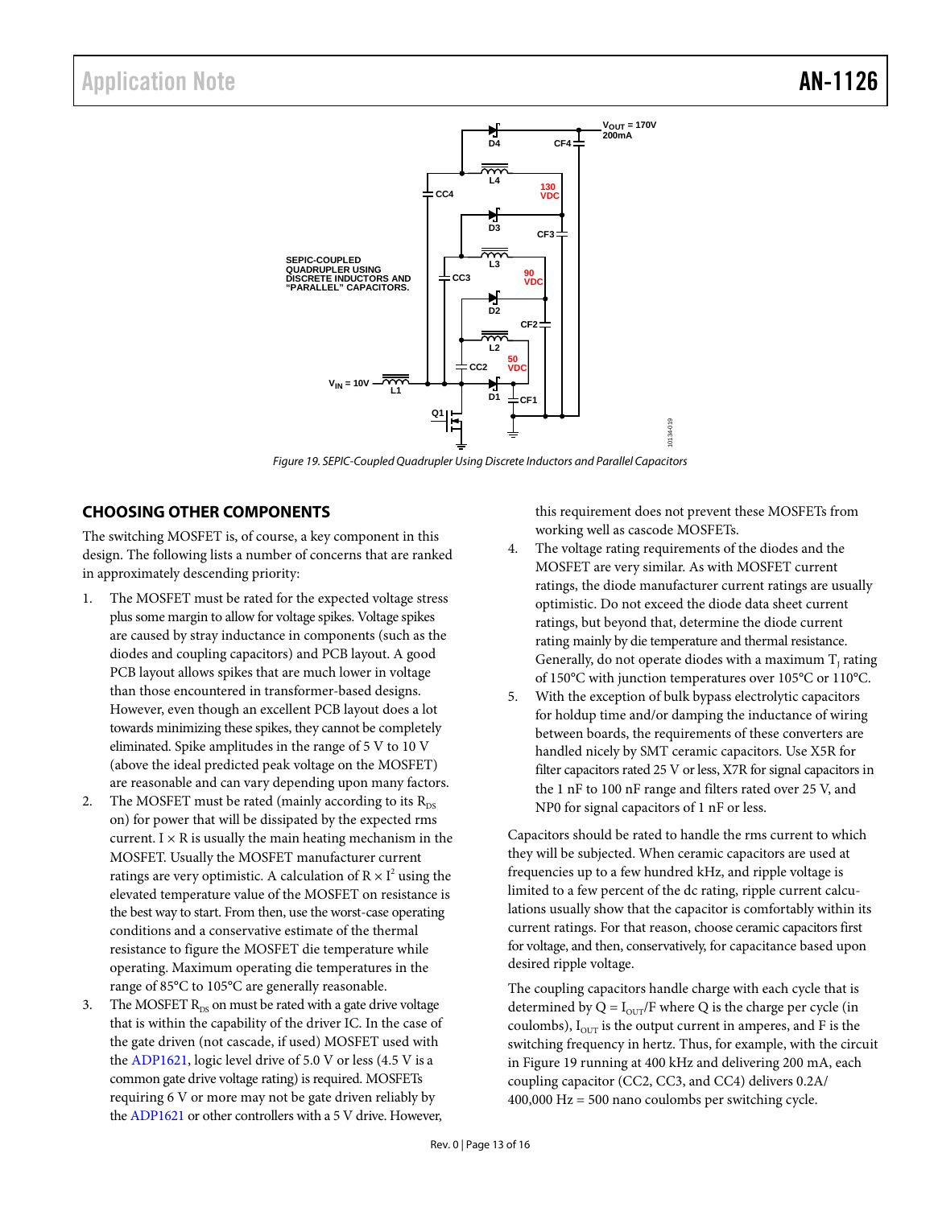Figure 19. SEPIC-Coupled Quadrupler Using Discrete Inductors and Parallel Capacitors

## CHOOSING OTHER COMPONENTS

The switching MOSFET is, of course, a key component in this design. The following lists a number of concerns that are ranked in approximately descending priority:

1. The MOSFET must be rated for the expected voltage stress plus some margin to allow for voltage spikes. Voltage spikes are caused by stray inductance in components (such as the diodes and coupling capacitors) and PCB layout. A good PCB layout allows spikes that are much lower in voltage than those encountered in transformer-based designs. However, even though an excellent PCB layout does a lot towards minimizing these spikes, they cannot be completely eliminated. Spike amplitudes in the range of 5 V to 10 V (above the ideal predicted peak voltage on the MOSFET) are reasonable and can vary depending upon many factors.
2. The MOSFET must be rated (mainly according to its $R_{DS}$ on) for power that will be dissipated by the expected rms current. $I \times R$ is usually the main heating mechanism in the MOSFET. Usually the MOSFET manufacturer current ratings are very optimistic. A calculation of $R \times I^2$ using the elevated temperature value of the MOSFET on resistance is the best way to start. From then, use the worst-case operating conditions and a conservative estimate of the thermal resistance to figure the MOSFET die temperature while operating. Maximum operating die temperatures in the range of 85°C to 105°C are generally reasonable.
3. The MOSFET $R_{DS}$ on must be rated with a gate drive voltage that is within the capability of the driver IC. In the case of the gate driven (not cascade, if used) MOSFET used with the ADP1621, logic level drive of 5.0 V or less (4.5 V is a common gate drive voltage rating) is required. MOSFETs requiring 6 V or more may not be gate driven reliably by the ADP1621 or other controllers with a 5 V drive. However, this requirement does not prevent these MOSFETs from working well as cascode MOSFETs.
4. The voltage rating requirements of the diodes and the MOSFET are very similar. As with MOSFET current ratings, the diode manufacturer current ratings are usually optimistic. Do not exceed the diode data sheet current ratings, but beyond that, determine the diode current rating mainly by die temperature and thermal resistance. Generally, do not operate diodes with a maximum $T_J$ rating of 150°C with junction temperatures over 105°C or 110°C.
5. With the exception of bulk bypass electrolytic capacitors for holdup time and/or damping the inductance of wiring between boards, the requirements of these converters are handled nicely by SMT ceramic capacitors. Use X5R for filter capacitors rated 25 V or less, X7R for signal capacitors in the 1 nF to 100 nF range and filters rated over 25 V, and NP0 for signal capacitors of 1 nF or less.

Capacitors should be rated to handle the rms current to which they will be subjected. When ceramic capacitors are used at frequencies up to a few hundred kHz, and ripple voltage is limited to a few percent of the dc rating, ripple current calculations usually show that the capacitor is comfortably within its current ratings. For that reason, choose ceramic capacitors first for voltage, and then, conservatively, for capacitance based upon desired ripple voltage.

The coupling capacitors handle charge with each cycle that is determined by $Q = I_{OUT}/F$ where Q is the charge per cycle (in coulombs), $I_{OUT}$ is the output current in amperes, and F is the switching frequency in hertz. Thus, for example, with the circuit in Figure 19 running at 400 kHz and delivering 200 mA, each coupling capacitor (CC2, CC3, and CC4) delivers 0.2A/ 400,000 Hz = 500 nano coulombs per switching cycle.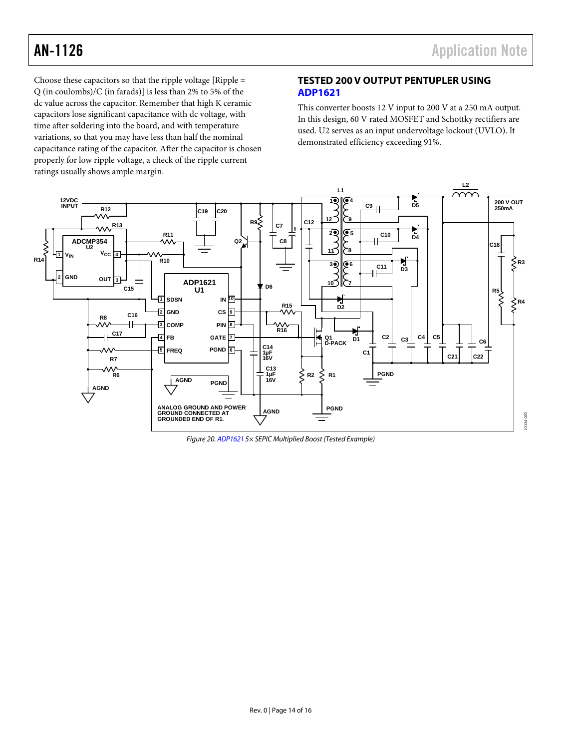Choose these capacitors so that the ripple voltage [Ripple = Q (in coulombs)/C (in farads)] is less than 2% to 5% of the dc value across the capacitor. Remember that high K ceramic capacitors lose significant capacitance with dc voltage, with time after soldering into the board, and with temperature variations, so that you may have less than half the nominal capacitance rating of the capacitor. After the capacitor is chosen properly for low ripple voltage, a check of the ripple current ratings usually shows ample margin.

## TESTED 200 V OUTPUT PENTUPLER USING ADP1621

This converter boosts 12 V input to 200 V at a 250 mA output. In this design, 60 V rated MOSFET and Schottky rectifiers are used. U2 serves as an input undervoltage lockout (UVLO). It demonstrated efficiency exceeding 91%.

*Figure 20. ADP1621 5× SEPIC Multiplied Boost (Tested Example)*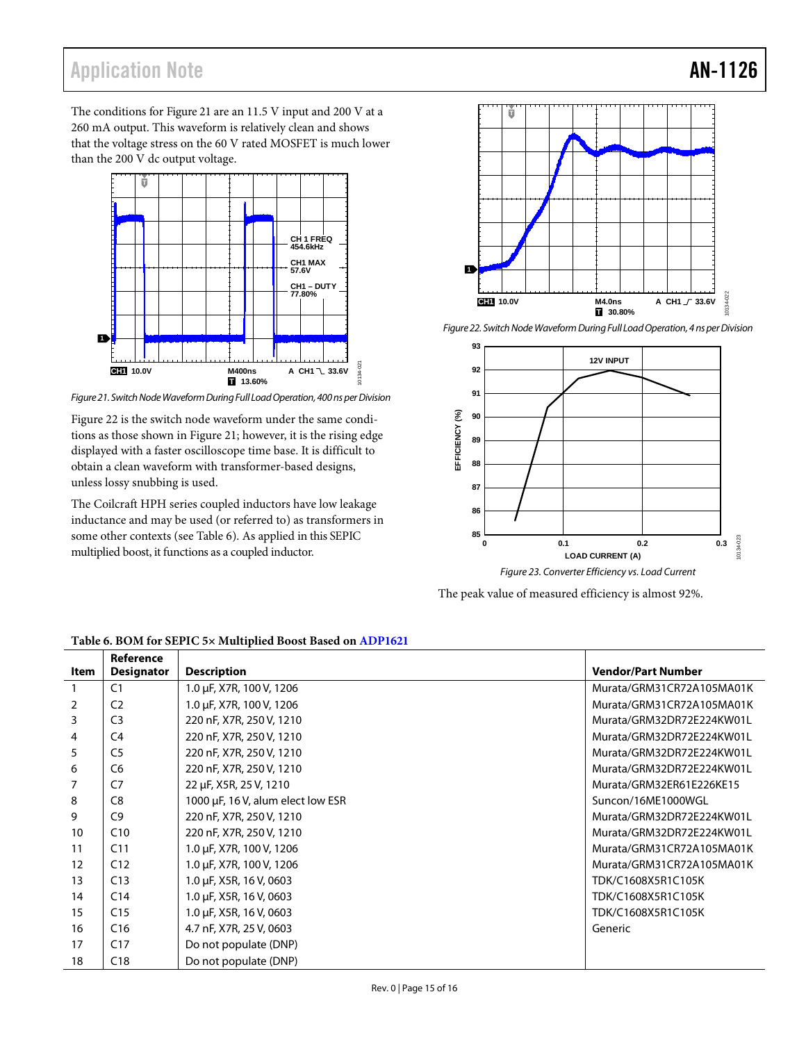The conditions for Figure 21 are an 11.5 V input and 200 V at a 260 mA output. This waveform is relatively clean and shows that the voltage stress on the 60 V rated MOSFET is much lower than the 200 V dc output voltage.

*Figure 21. Switch Node Waveform During Full Load Operation, 400 ns per Division*

Figure 22 is the switch node waveform under the same conditions as those shown in Figure 21; however, it is the rising edge displayed with a faster oscilloscope time base. It is difficult to obtain a clean waveform with transformer-based designs, unless lossy snubbing is used.

The Coilcraft HPH series coupled inductors have low leakage inductance and may be used (or referred to) as transformers in some other contexts (see Table 6). As applied in this SEPIC multiplied boost, it functions as a coupled inductor.

*Figure 22. Switch Node Waveform During Full Load Operation, 4 ns per Division*

*Figure 23. Converter Efficiency vs. Load Current*

The peak value of measured efficiency is almost 92%.

**Table 6. BOM for SEPIC 5× Multiplied Boost Based on ADP1621**

| Item | Reference Designator | Description | Vendor/Part Number |
|---|---|---|---|
| 1 | C1 | 1.0 µF, X7R, 100 V, 1206 | Murata/GRM31CR72A105MA01K |
| 2 | C2 | 1.0 µF, X7R, 100 V, 1206 | Murata/GRM31CR72A105MA01K |
| 3 | C3 | 220 nF, X7R, 250 V, 1210 | Murata/GRM32DR72E224KW01L |
| 4 | C4 | 220 nF, X7R, 250 V, 1210 | Murata/GRM32DR72E224KW01L |
| 5 | C5 | 220 nF, X7R, 250 V, 1210 | Murata/GRM32DR72E224KW01L |
| 6 | C6 | 220 nF, X7R, 250 V, 1210 | Murata/GRM32DR72E224KW01L |
| 7 | C7 | 22 µF, X5R, 25 V, 1210 | Murata/GRM32ER61E226KE15 |
| 8 | C8 | 1000 µF, 16 V, alum elect low ESR | Suncon/16ME1000WGL |
| 9 | C9 | 220 nF, X7R, 250 V, 1210 | Murata/GRM32DR72E224KW01L |
| 10 | C10 | 220 nF, X7R, 250 V, 1210 | Murata/GRM32DR72E224KW01L |
| 11 | C11 | 1.0 µF, X7R, 100 V, 1206 | Murata/GRM31CR72A105MA01K |
| 12 | C12 | 1.0 µF, X7R, 100 V, 1206 | Murata/GRM31CR72A105MA01K |
| 13 | C13 | 1.0 µF, X5R, 16 V, 0603 | TDK/C1608X5R1C105K |
| 14 | C14 | 1.0 µF, X5R, 16 V, 0603 | TDK/C1608X5R1C105K |
| 15 | C15 | 1.0 µF, X5R, 16 V, 0603 | TDK/C1608X5R1C105K |
| 16 | C16 | 4.7 nF, X7R, 25 V, 0603 | Generic |
| 17 | C17 | Do not populate (DNP) | |
| 18 | C18 | Do not populate (DNP) | |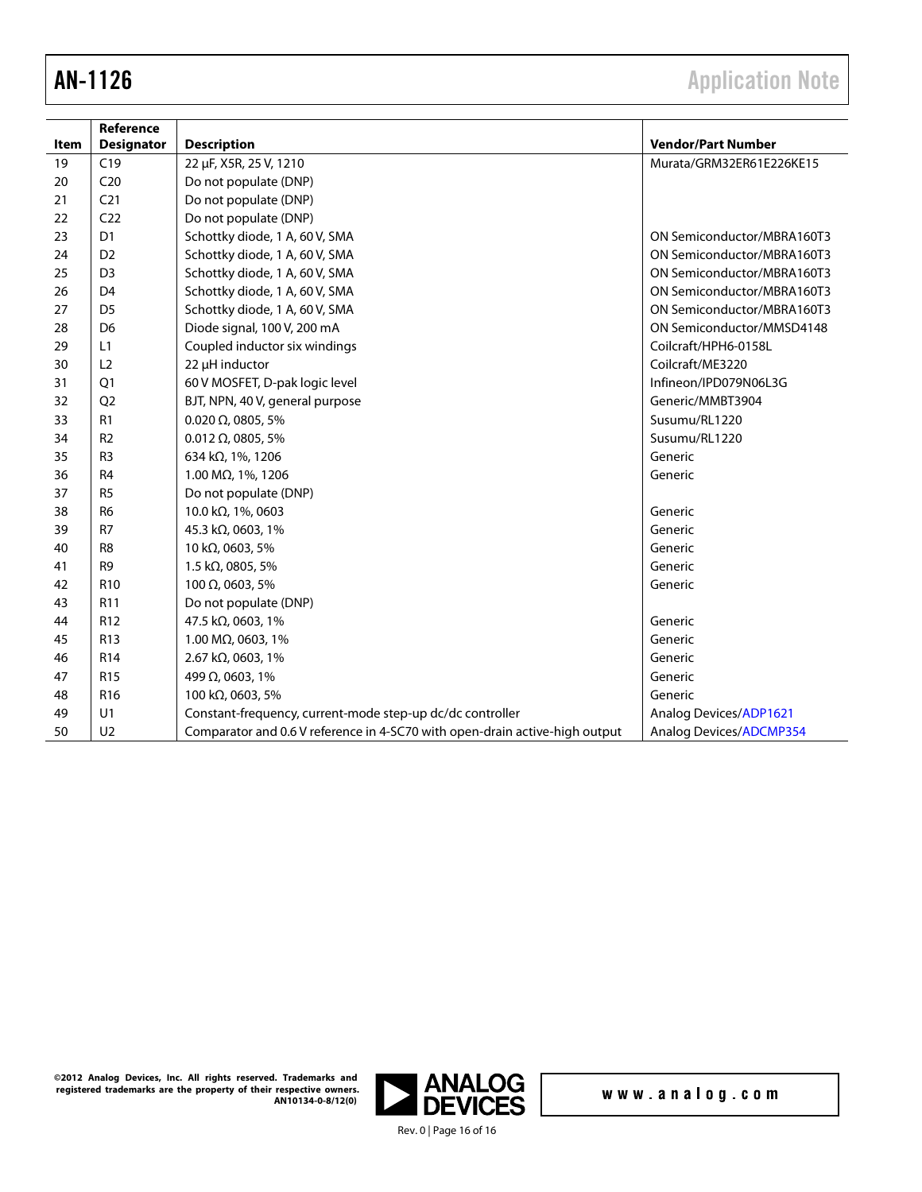| Item | Reference Designator | Description | Vendor/Part Number |
|---|---|---|---|
| 19 | C19 | 22 µF, X5R, 25 V, 1210 | Murata/GRM32ER61E226KE15 |
| 20 | C20 | Do not populate (DNP) | |
| 21 | C21 | Do not populate (DNP) | |
| 22 | C22 | Do not populate (DNP) | |
| 23 | D1 | Schottky diode, 1 A, 60 V, SMA | ON Semiconductor/MBRA160T3 |
| 24 | D2 | Schottky diode, 1 A, 60 V, SMA | ON Semiconductor/MBRA160T3 |
| 25 | D3 | Schottky diode, 1 A, 60 V, SMA | ON Semiconductor/MBRA160T3 |
| 26 | D4 | Schottky diode, 1 A, 60 V, SMA | ON Semiconductor/MBRA160T3 |
| 27 | D5 | Schottky diode, 1 A, 60 V, SMA | ON Semiconductor/MBRA160T3 |
| 28 | D6 | Diode signal, 100 V, 200 mA | ON Semiconductor/MMSD4148 |
| 29 | L1 | Coupled inductor six windings | Coilcraft/HPH6-0158L |
| 30 | L2 | 22 µH inductor | Coilcraft/ME3220 |
| 31 | Q1 | 60 V MOSFET, D-pak logic level | Infineon/IPD079N06L3G |
| 32 | Q2 | BJT, NPN, 40 V, general purpose | Generic/MMBT3904 |
| 33 | R1 | 0.020 Ω, 0805, 5% | Susumu/RL1220 |
| 34 | R2 | 0.012 Ω, 0805, 5% | Susumu/RL1220 |
| 35 | R3 | 634 kΩ, 1%, 1206 | Generic |
| 36 | R4 | 1.00 MΩ, 1%, 1206 | Generic |
| 37 | R5 | Do not populate (DNP) | |
| 38 | R6 | 10.0 kΩ, 1%, 0603 | Generic |
| 39 | R7 | 45.3 kΩ, 0603, 1% | Generic |
| 40 | R8 | 10 kΩ, 0603, 5% | Generic |
| 41 | R9 | 1.5 kΩ, 0805, 5% | Generic |
| 42 | R10 | 100 Ω, 0603, 5% | Generic |
| 43 | R11 | Do not populate (DNP) | |
| 44 | R12 | 47.5 kΩ, 0603, 1% | Generic |
| 45 | R13 | 1.00 MΩ, 0603, 1% | Generic |
| 46 | R14 | 2.67 kΩ, 0603, 1% | Generic |
| 47 | R15 | 499 Ω, 0603, 1% | Generic |
| 48 | R16 | 100 kΩ, 0603, 5% | Generic |
| 49 | U1 | Constant-frequency, current-mode step-up dc/dc controller | Analog Devices/ADP1621 |
| 50 | U2 | Comparator and 0.6 V reference in 4-SC70 with open-drain active-high output | Analog Devices/ADCMP354 |

©2012 Analog Devices, Inc. All rights reserved. Trademarks and registered trademarks are the property of their respective owners.
AN10134-0-8/12(0)

www.analog.com